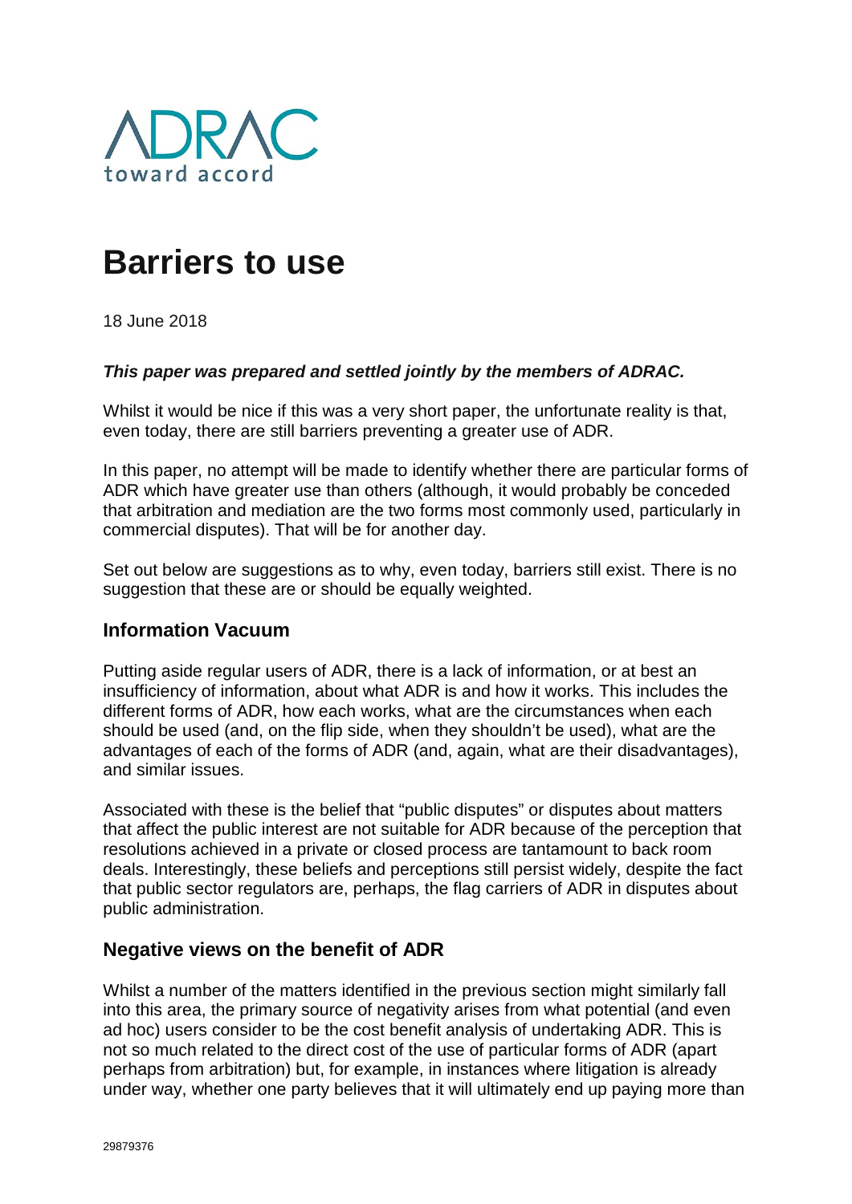# Barriers to use

18 June 2018

***This paper was prepared and settled jointly by the members of ADRAC.***

Whilst it would be nice if this was a very short paper, the unfortunate reality is that, even today, there are still barriers preventing a greater use of ADR.

In this paper, no attempt will be made to identify whether there are particular forms of ADR which have greater use than others (although, it would probably be conceded that arbitration and mediation are the two forms most commonly used, particularly in commercial disputes). That will be for another day.

Set out below are suggestions as to why, even today, barriers still exist. There is no suggestion that these are or should be equally weighted.

## Information Vacuum

Putting aside regular users of ADR, there is a lack of information, or at best an insufficiency of information, about what ADR is and how it works. This includes the different forms of ADR, how each works, what are the circumstances when each should be used (and, on the flip side, when they shouldn't be used), what are the advantages of each of the forms of ADR (and, again, what are their disadvantages), and similar issues.

Associated with these is the belief that "public disputes" or disputes about matters that affect the public interest are not suitable for ADR because of the perception that resolutions achieved in a private or closed process are tantamount to back room deals. Interestingly, these beliefs and perceptions still persist widely, despite the fact that public sector regulators are, perhaps, the flag carriers of ADR in disputes about public administration.

## Negative views on the benefit of ADR

Whilst a number of the matters identified in the previous section might similarly fall into this area, the primary source of negativity arises from what potential (and even ad hoc) users consider to be the cost benefit analysis of undertaking ADR. This is not so much related to the direct cost of the use of particular forms of ADR (apart perhaps from arbitration) but, for example, in instances where litigation is already under way, whether one party believes that it will ultimately end up paying more than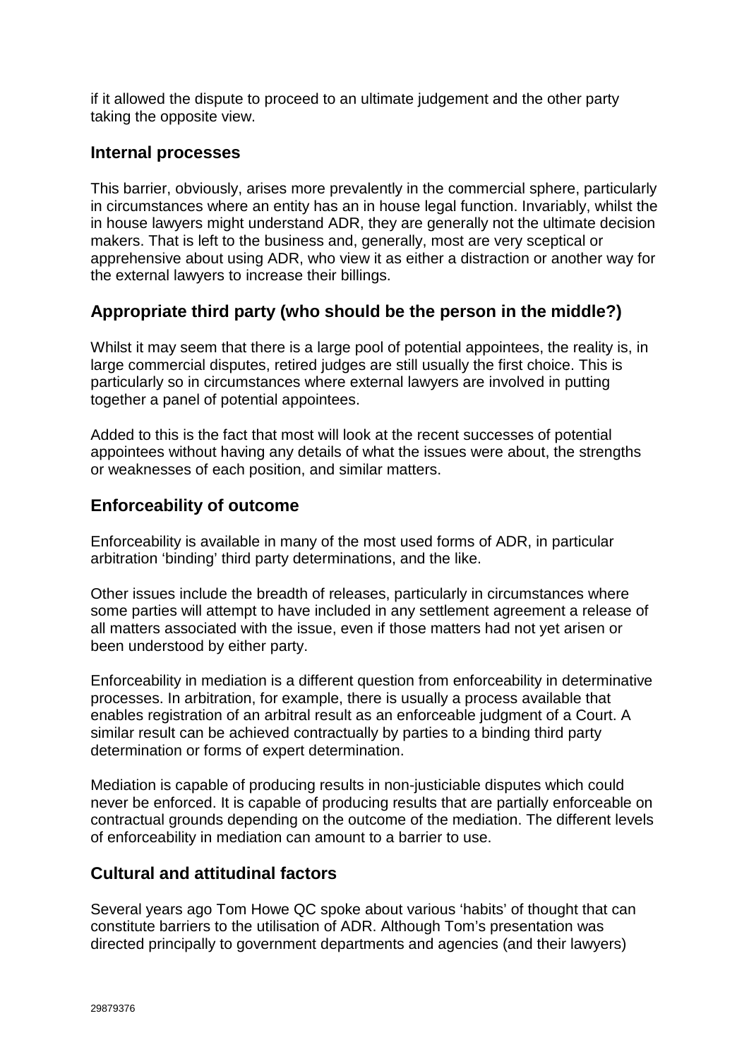if it allowed the dispute to proceed to an ultimate judgement and the other party taking the opposite view.

## Internal processes

This barrier, obviously, arises more prevalently in the commercial sphere, particularly in circumstances where an entity has an in house legal function. Invariably, whilst the in house lawyers might understand ADR, they are generally not the ultimate decision makers. That is left to the business and, generally, most are very sceptical or apprehensive about using ADR, who view it as either a distraction or another way for the external lawyers to increase their billings.

## Appropriate third party (who should be the person in the middle?)

Whilst it may seem that there is a large pool of potential appointees, the reality is, in large commercial disputes, retired judges are still usually the first choice. This is particularly so in circumstances where external lawyers are involved in putting together a panel of potential appointees.

Added to this is the fact that most will look at the recent successes of potential appointees without having any details of what the issues were about, the strengths or weaknesses of each position, and similar matters.

## Enforceability of outcome

Enforceability is available in many of the most used forms of ADR, in particular arbitration 'binding' third party determinations, and the like.

Other issues include the breadth of releases, particularly in circumstances where some parties will attempt to have included in any settlement agreement a release of all matters associated with the issue, even if those matters had not yet arisen or been understood by either party.

Enforceability in mediation is a different question from enforceability in determinative processes. In arbitration, for example, there is usually a process available that enables registration of an arbitral result as an enforceable judgment of a Court. A similar result can be achieved contractually by parties to a binding third party determination or forms of expert determination.

Mediation is capable of producing results in non-justiciable disputes which could never be enforced. It is capable of producing results that are partially enforceable on contractual grounds depending on the outcome of the mediation. The different levels of enforceability in mediation can amount to a barrier to use.

## Cultural and attitudinal factors

Several years ago Tom Howe QC spoke about various 'habits' of thought that can constitute barriers to the utilisation of ADR. Although Tom's presentation was directed principally to government departments and agencies (and their lawyers)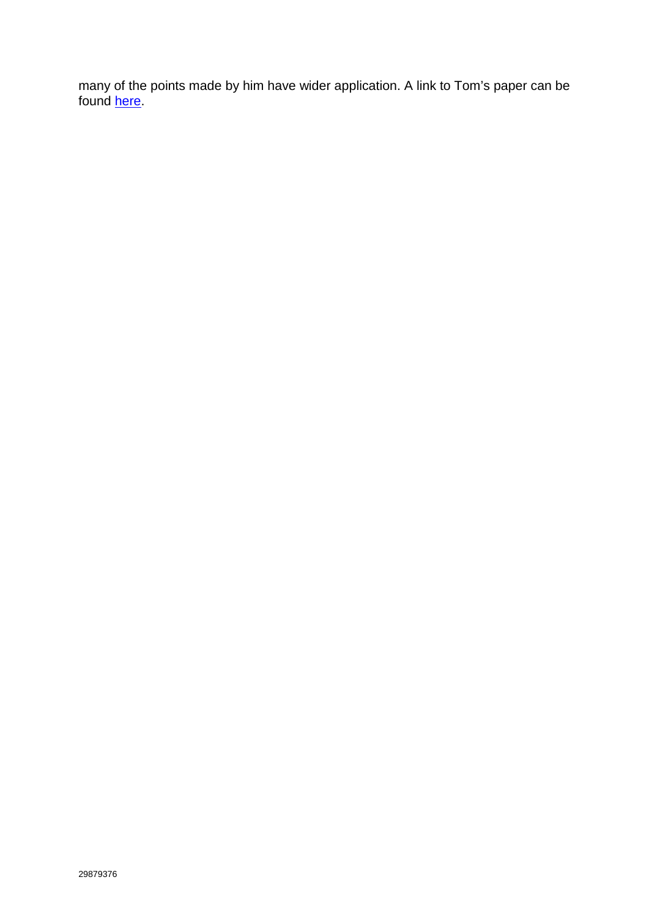many of the points made by him have wider application. A link to Tom's paper can be found here.